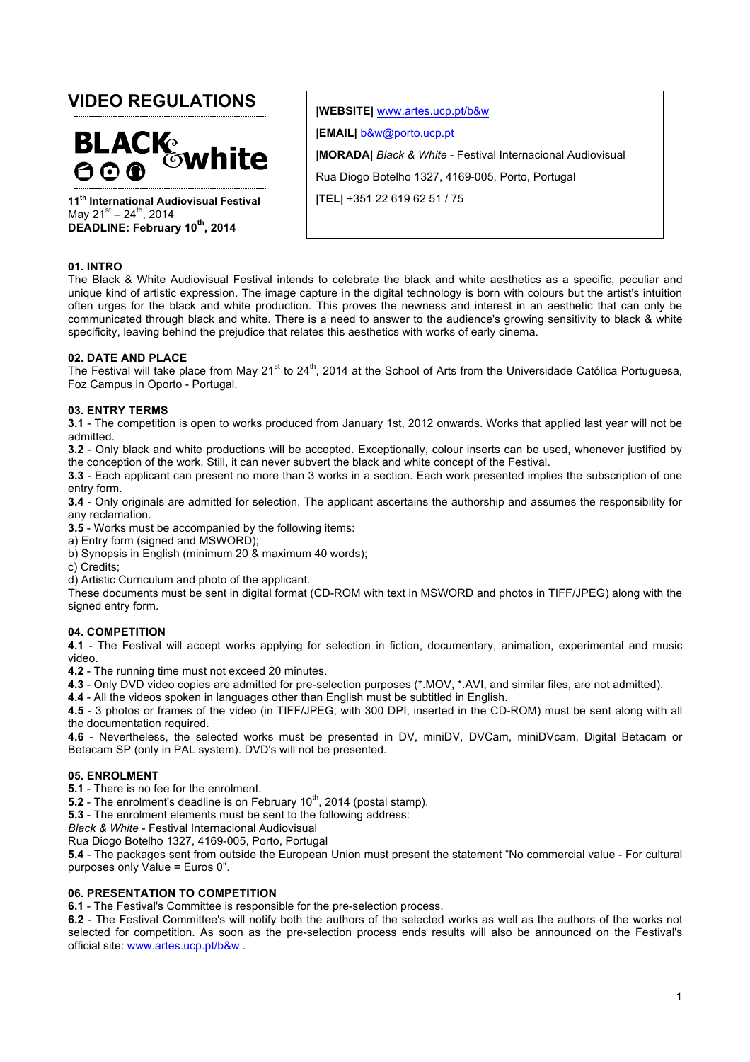# VIDEO REGULATIONS

BLACK & white

**11th International Audiovisual Festival**
May 21st – 24th, 2014
**DEADLINE: February 10th, 2014**

**|WEBSITE|** www.artes.ucp.pt/b&w

**|EMAIL|** b&w@porto.ucp.pt

**|MORADA|** *Black & White* - Festival Internacional Audiovisual

Rua Diogo Botelho 1327, 4169-005, Porto, Portugal

**|TEL|** +351 22 619 62 51 / 75

## 01. INTRO

The Black & White Audiovisual Festival intends to celebrate the black and white aesthetics as a specific, peculiar and unique kind of artistic expression. The image capture in the digital technology is born with colours but the artist's intuition often urges for the black and white production. This proves the newness and interest in an aesthetic that can only be communicated through black and white. There is a need to answer to the audience's growing sensitivity to black & white specificity, leaving behind the prejudice that relates this aesthetics with works of early cinema.

## 02. DATE AND PLACE

The Festival will take place from May 21st to 24th, 2014 at the School of Arts from the Universidade Católica Portuguesa, Foz Campus in Oporto - Portugal.

## 03. ENTRY TERMS

**3.1** - The competition is open to works produced from January 1st, 2012 onwards. Works that applied last year will not be admitted.

**3.2** - Only black and white productions will be accepted. Exceptionally, colour inserts can be used, whenever justified by the conception of the work. Still, it can never subvert the black and white concept of the Festival.

**3.3** - Each applicant can present no more than 3 works in a section. Each work presented implies the subscription of one entry form.

**3.4** - Only originals are admitted for selection. The applicant ascertains the authorship and assumes the responsibility for any reclamation.

**3.5** - Works must be accompanied by the following items:

a) Entry form (signed and MSWORD);

b) Synopsis in English (minimum 20 & maximum 40 words);

c) Credits;

d) Artistic Curriculum and photo of the applicant.

These documents must be sent in digital format (CD-ROM with text in MSWORD and photos in TIFF/JPEG) along with the signed entry form.

## 04. COMPETITION

**4.1** - The Festival will accept works applying for selection in fiction, documentary, animation, experimental and music video.

**4.2** - The running time must not exceed 20 minutes.

**4.3** - Only DVD video copies are admitted for pre-selection purposes (*.MOV, *.AVI, and similar files, are not admitted).

**4.4** - All the videos spoken in languages other than English must be subtitled in English.

**4.5** - 3 photos or frames of the video (in TIFF/JPEG, with 300 DPI, inserted in the CD-ROM) must be sent along with all the documentation required.

**4.6** - Nevertheless, the selected works must be presented in DV, miniDV, DVCam, miniDVcam, Digital Betacam or Betacam SP (only in PAL system). DVD's will not be presented.

## 05. ENROLMENT

**5.1** - There is no fee for the enrolment.

**5.2** - The enrolment's deadline is on February 10th, 2014 (postal stamp).

**5.3** - The enrolment elements must be sent to the following address:

*Black & White* - Festival Internacional Audiovisual

Rua Diogo Botelho 1327, 4169-005, Porto, Portugal

**5.4** - The packages sent from outside the European Union must present the statement "No commercial value - For cultural purposes only Value = Euros 0".

## 06. PRESENTATION TO COMPETITION

**6.1** - The Festival's Committee is responsible for the pre-selection process.

**6.2** - The Festival Committee's will notify both the authors of the selected works as well as the authors of the works not selected for competition. As soon as the pre-selection process ends results will also be announced on the Festival's official site: www.artes.ucp.pt/b&w .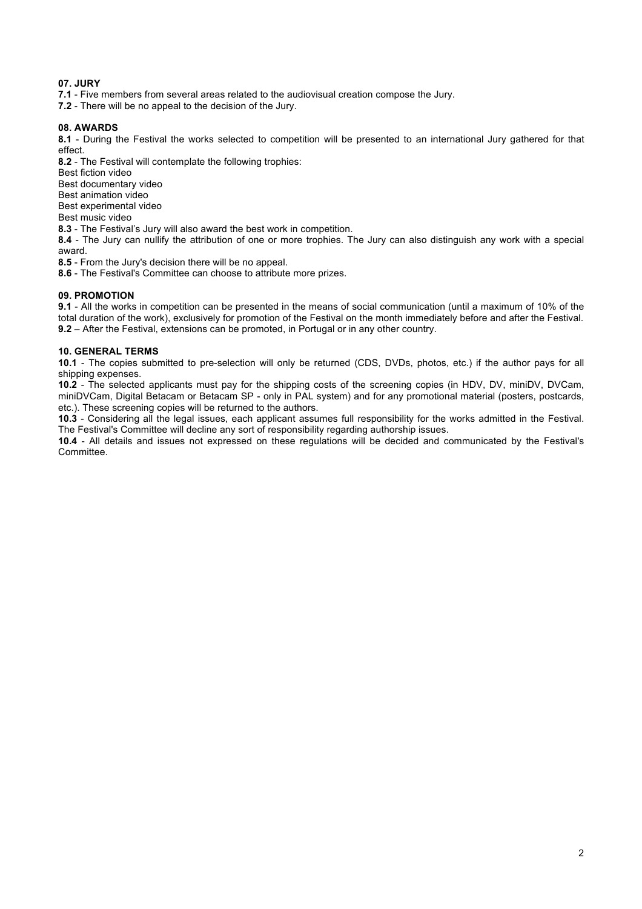**07. JURY**

**7.1** - Five members from several areas related to the audiovisual creation compose the Jury.

**7.2** - There will be no appeal to the decision of the Jury.

**08. AWARDS**

**8.1** - During the Festival the works selected to competition will be presented to an international Jury gathered for that effect.

**8.2** - The Festival will contemplate the following trophies:

Best fiction video
Best documentary video
Best animation video
Best experimental video
Best music video

**8.3** - The Festival's Jury will also award the best work in competition.

**8.4** - The Jury can nullify the attribution of one or more trophies. The Jury can also distinguish any work with a special award.

**8.5** - From the Jury's decision there will be no appeal.

**8.6** - The Festival's Committee can choose to attribute more prizes.

**09. PROMOTION**

**9.1** - All the works in competition can be presented in the means of social communication (until a maximum of 10% of the total duration of the work), exclusively for promotion of the Festival on the month immediately before and after the Festival.

**9.2** – After the Festival, extensions can be promoted, in Portugal or in any other country.

**10. GENERAL TERMS**

**10.1** - The copies submitted to pre-selection will only be returned (CDS, DVDs, photos, etc.) if the author pays for all shipping expenses.

**10.2** - The selected applicants must pay for the shipping costs of the screening copies (in HDV, DV, miniDV, DVCam, miniDVCam, Digital Betacam or Betacam SP - only in PAL system) and for any promotional material (posters, postcards, etc.). These screening copies will be returned to the authors.

**10.3** - Considering all the legal issues, each applicant assumes full responsibility for the works admitted in the Festival. The Festival's Committee will decline any sort of responsibility regarding authorship issues.

**10.4** - All details and issues not expressed on these regulations will be decided and communicated by the Festival's Committee.